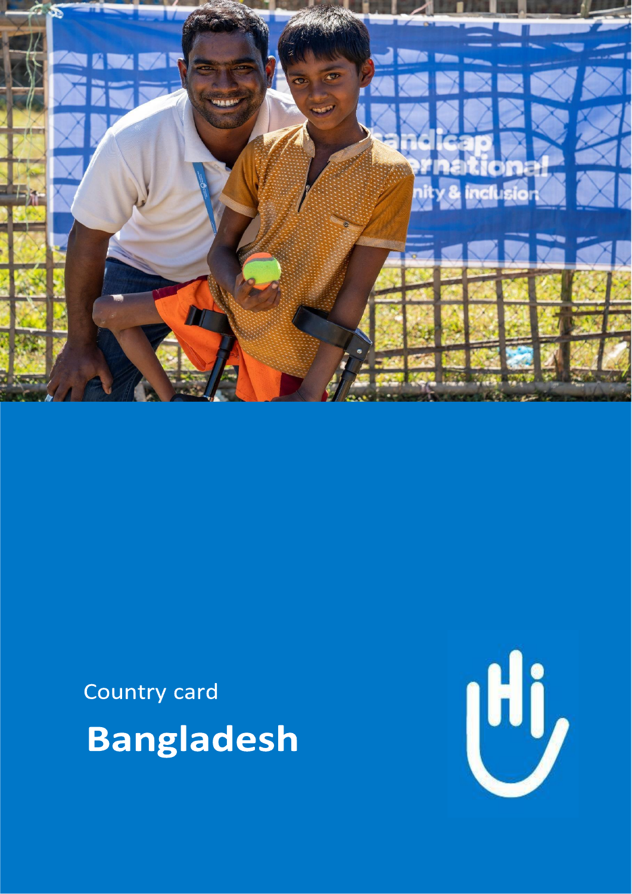Country card

# Bangladesh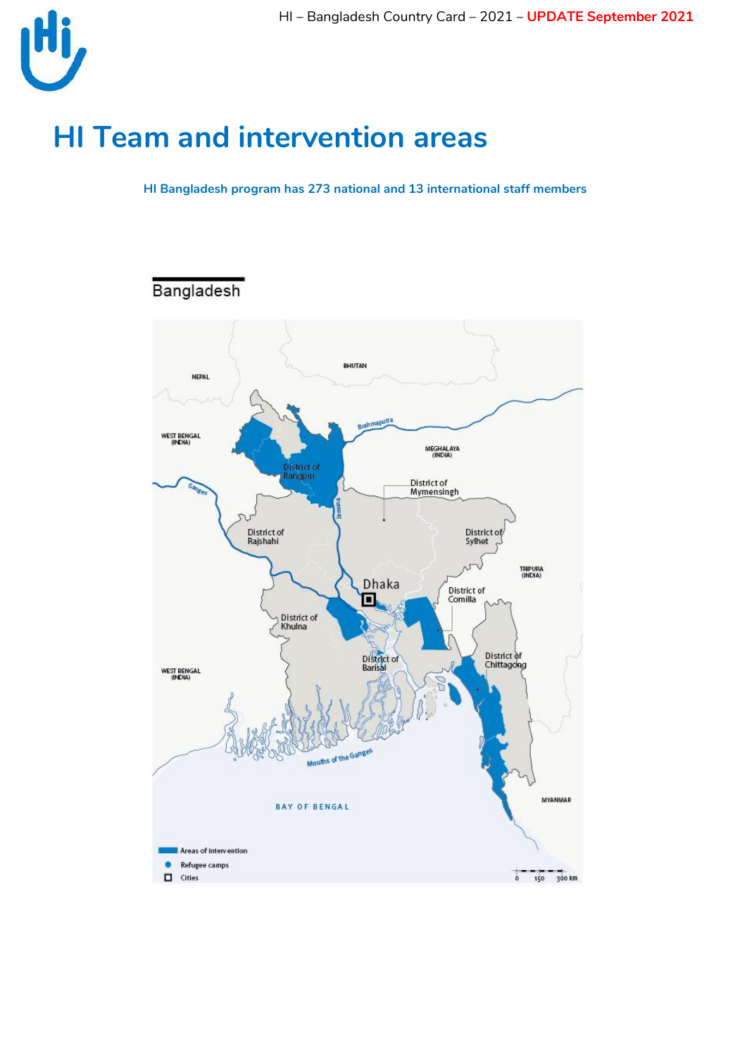# HI Team and intervention areas

**HI Bangladesh program has 273 national and 13 international staff members**

Bangladesh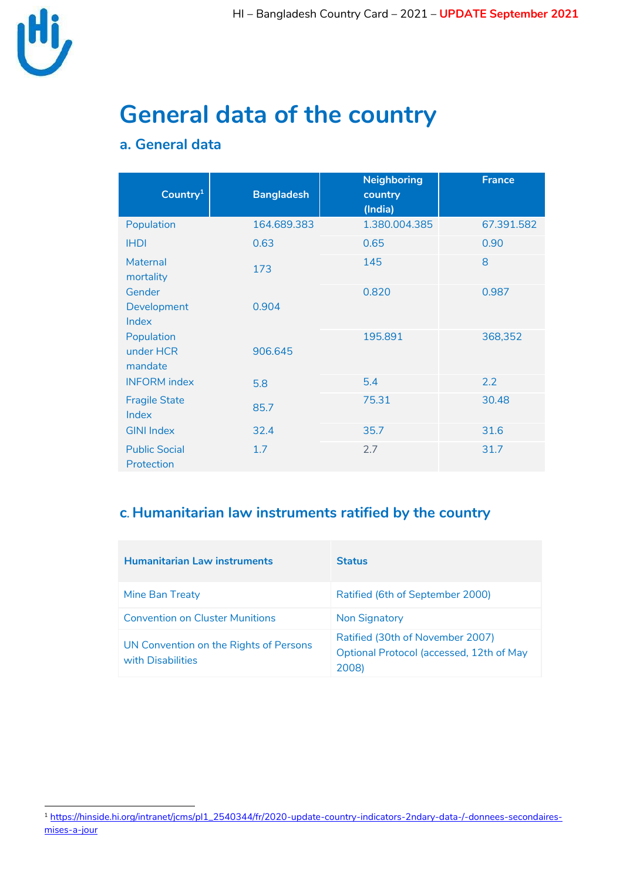# General data of the country

## a. General data

| Country[1] | Bangladesh | Neighboring country (India) | France |
|---|---|---|---|
| Population | 164.689.383 | 1.380.004.385 | 67.391.582 |
| IHDI | 0.63 | 0.65 | 0.90 |
| Maternal mortality | 173 | 145 | 8 |
| Gender Development Index | 0.904 | 0.820 | 0.987 |
| Population under HCR mandate | 906.645 | 195.891 | 368,352 |
| INFORM index | 5.8 | 5.4 | 2.2 |
| Fragile State Index | 85.7 | 75.31 | 30.48 |
| GINI Index | 32.4 | 35.7 | 31.6 |
| Public Social Protection | 1.7 | 2.7 | 31.7 |

## c. Humanitarian law instruments ratified by the country

| Humanitarian Law instruments | Status |
|---|---|
| Mine Ban Treaty | Ratified (6th of September 2000) |
| Convention on Cluster Munitions | Non Signatory |
| UN Convention on the Rights of Persons with Disabilities | Ratified (30th of November 2007) Optional Protocol (accessed, 12th of May 2008) |

[1] https://hinside.hi.org/intranet/jcms/pl1_2540344/fr/2020-update-country-indicators-2ndary-data-/-donnees-secondaires-mises-a-jour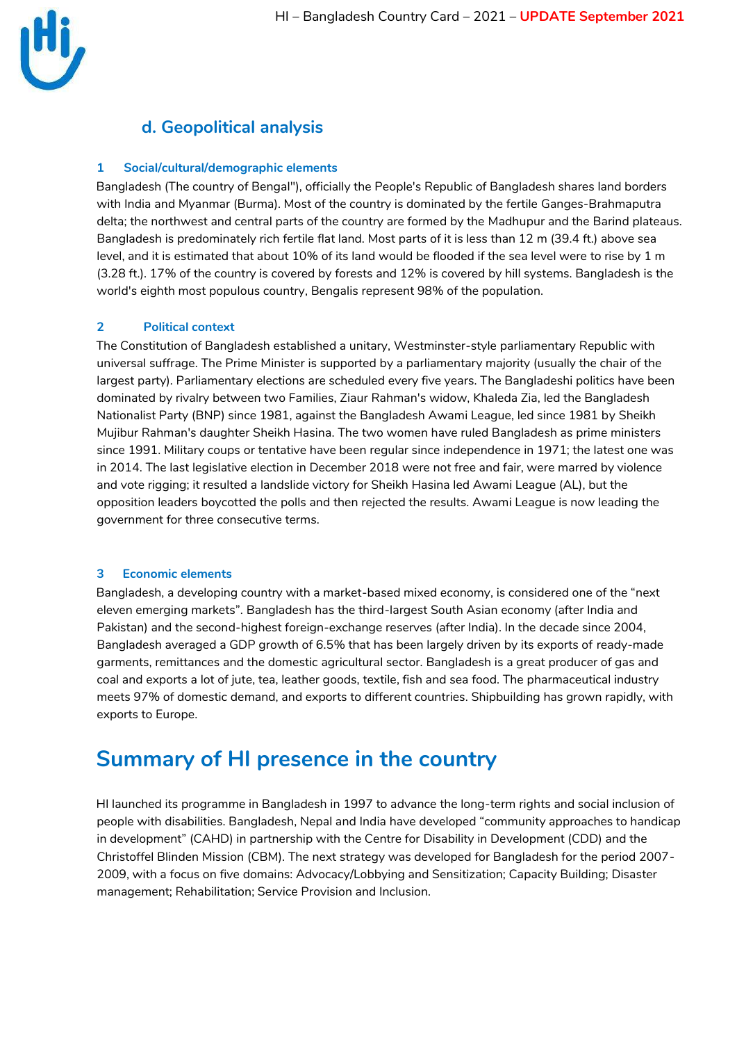## d. Geopolitical analysis

### 1 Social/cultural/demographic elements

Bangladesh (The country of Bengal"), officially the People's Republic of Bangladesh shares land borders with India and Myanmar (Burma). Most of the country is dominated by the fertile Ganges-Brahmaputra delta; the northwest and central parts of the country are formed by the Madhupur and the Barind plateaus. Bangladesh is predominately rich fertile flat land. Most parts of it is less than 12 m (39.4 ft.) above sea level, and it is estimated that about 10% of its land would be flooded if the sea level were to rise by 1 m (3.28 ft.). 17% of the country is covered by forests and 12% is covered by hill systems. Bangladesh is the world's eighth most populous country, Bengalis represent 98% of the population.

### 2 Political context

The Constitution of Bangladesh established a unitary, Westminster-style parliamentary Republic with universal suffrage. The Prime Minister is supported by a parliamentary majority (usually the chair of the largest party). Parliamentary elections are scheduled every five years. The Bangladeshi politics have been dominated by rivalry between two Families, Ziaur Rahman's widow, Khaleda Zia, led the Bangladesh Nationalist Party (BNP) since 1981, against the Bangladesh Awami League, led since 1981 by Sheikh Mujibur Rahman's daughter Sheikh Hasina. The two women have ruled Bangladesh as prime ministers since 1991. Military coups or tentative have been regular since independence in 1971; the latest one was in 2014. The last legislative election in December 2018 were not free and fair, were marred by violence and vote rigging; it resulted a landslide victory for Sheikh Hasina led Awami League (AL), but the opposition leaders boycotted the polls and then rejected the results. Awami League is now leading the government for three consecutive terms.

### 3 Economic elements

Bangladesh, a developing country with a market-based mixed economy, is considered one of the "next eleven emerging markets". Bangladesh has the third-largest South Asian economy (after India and Pakistan) and the second-highest foreign-exchange reserves (after India). In the decade since 2004, Bangladesh averaged a GDP growth of 6.5% that has been largely driven by its exports of ready-made garments, remittances and the domestic agricultural sector. Bangladesh is a great producer of gas and coal and exports a lot of jute, tea, leather goods, textile, fish and sea food. The pharmaceutical industry meets 97% of domestic demand, and exports to different countries. Shipbuilding has grown rapidly, with exports to Europe.

# Summary of HI presence in the country

HI launched its programme in Bangladesh in 1997 to advance the long-term rights and social inclusion of people with disabilities. Bangladesh, Nepal and India have developed "community approaches to handicap in development" (CAHD) in partnership with the Centre for Disability in Development (CDD) and the Christoffel Blinden Mission (CBM). The next strategy was developed for Bangladesh for the period 2007-2009, with a focus on five domains: Advocacy/Lobbying and Sensitization; Capacity Building; Disaster management; Rehabilitation; Service Provision and Inclusion.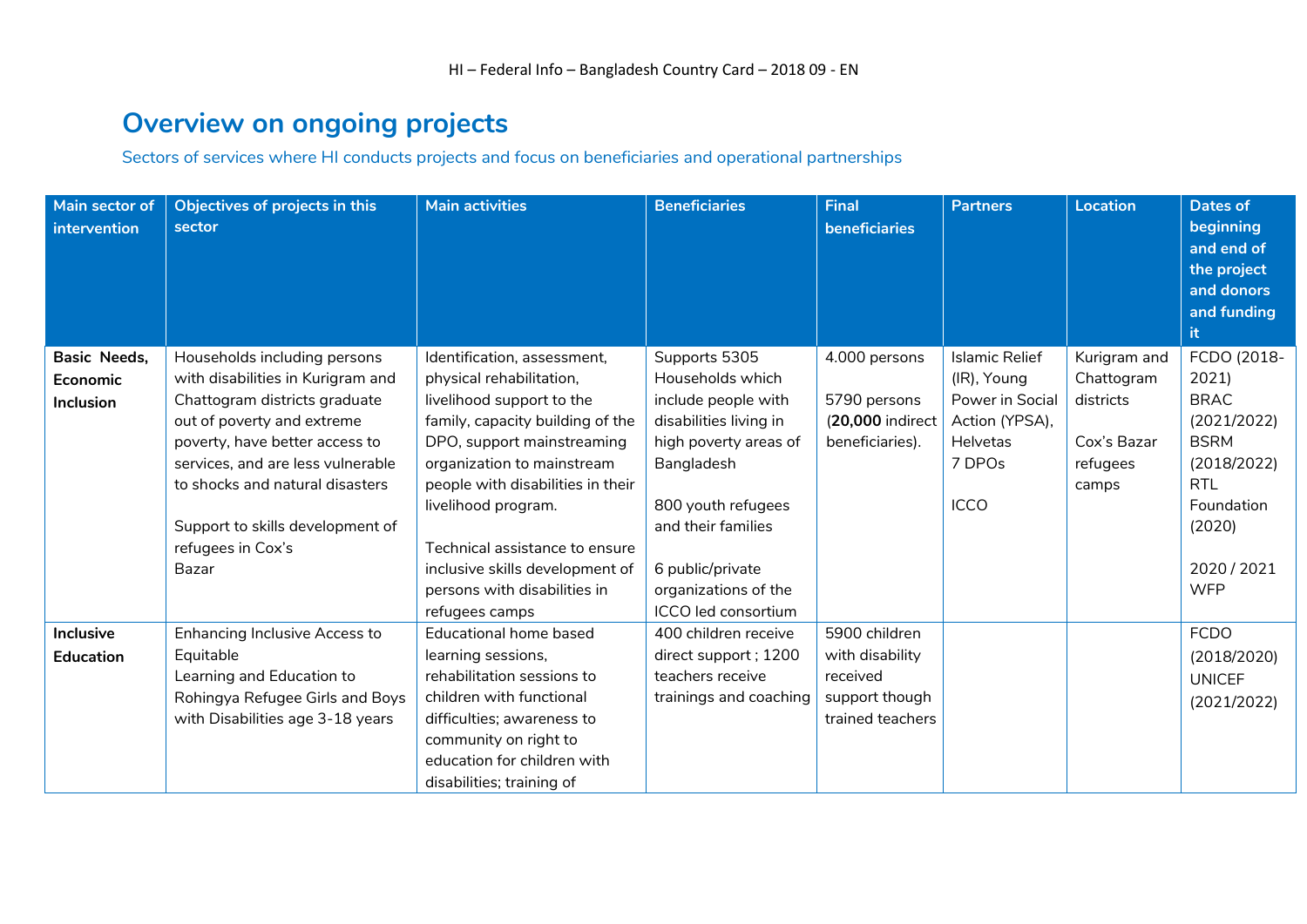## Overview on ongoing projects

Sectors of services where HI conducts projects and focus on beneficiaries and operational partnerships

| Main sector of intervention | Objectives of projects in this sector | Main activities | Beneficiaries | Final beneficiaries | Partners | Location | Dates of beginning and end of the project and donors and funding it |
|---|---|---|---|---|---|---|---|
| **Basic Needs, Economic Inclusion** | Households including persons with disabilities in Kurigram and Chattogram districts graduate out of poverty and extreme poverty, have better access to services, and are less vulnerable to shocks and natural disasters<br><br>Support to skills development of refugees in Cox's Bazar | Identification, assessment, physical rehabilitation, livelihood support to the family, capacity building of the DPO, support mainstreaming organization to mainstream people with disabilities in their livelihood program.<br><br>Technical assistance to ensure inclusive skills development of persons with disabilities in refugees camps | Supports 5305 Households which include people with disabilities living in high poverty areas of Bangladesh<br><br>800 youth refugees and their families<br><br>6 public/private organizations of the ICCO led consortium | 4.000 persons<br><br>5790 persons (**20,000** indirect beneficiaries). | Islamic Relief (IR), Young Power in Social Action (YPSA), Helvetas<br>7 DPOs<br><br>ICCO | Kurigram and Chattogram districts<br><br>Cox's Bazar refugees camps | FCDO (2018-2021)<br>BRAC (2021/2022)<br>BSRM (2018/2022)<br>RTL Foundation (2020)<br><br>2020 / 2021<br>WFP |
| **Inclusive Education** | Enhancing Inclusive Access to Equitable Learning and Education to Rohingya Refugee Girls and Boys with Disabilities age 3-18 years | Educational home based learning sessions, rehabilitation sessions to children with functional difficulties; awareness to community on right to education for children with disabilities; training of | 400 children receive direct support ; 1200 teachers receive trainings and coaching | 5900 children with disability received support though trained teachers | | | FCDO (2018/2020)<br>UNICEF (2021/2022) |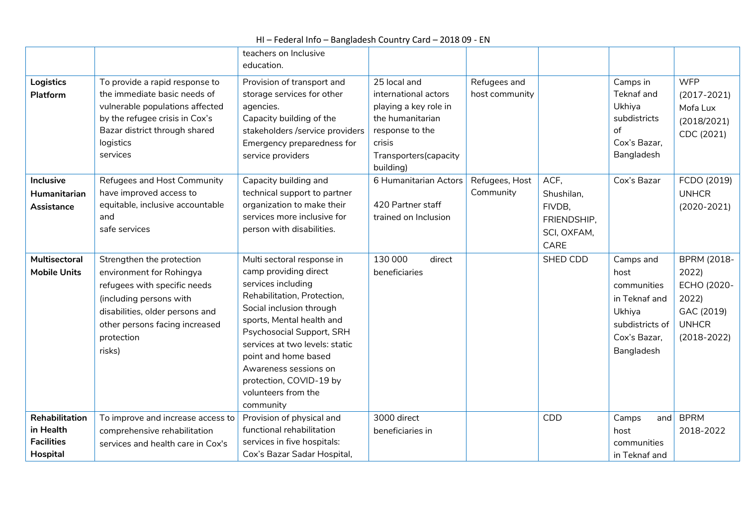| | | teachers on Inclusive education. | | | | | |
|---|---|---|---|---|---|---|---|
| **Logistics Platform** | To provide a rapid response to the immediate basic needs of vulnerable populations affected by the refugee crisis in Cox's Bazar district through shared logistics services | Provision of transport and storage services for other agencies.<br>Capacity building of the stakeholders /service providers<br>Emergency preparedness for service providers | 25 local and international actors playing a key role in the humanitarian response to the crisis<br>Transporters(capacity building) | Refugees and host community | | Camps in Teknaf and Ukhiya subdistricts of Cox's Bazar, Bangladesh | WFP (2017-2021)<br>Mofa Lux (2018/2021)<br>CDC (2021) |
| **Inclusive Humanitarian Assistance** | Refugees and Host Community have improved access to equitable, inclusive accountable and safe services | Capacity building and technical support to partner organization to make their services more inclusive for person with disabilities. | 6 Humanitarian Actors<br><br>420 Partner staff trained on Inclusion | Refugees, Host Community | ACF, Shushilan, FIVDB, FRIENDSHIP, SCI, OXFAM, CARE | Cox's Bazar | FCDO (2019)<br>UNHCR (2020-2021) |
| **Multisectoral Mobile Units** | Strengthen the protection environment for Rohingya refugees with specific needs (including persons with disabilities, older persons and other persons facing increased protection risks) | Multi sectoral response in camp providing direct services including Rehabilitation, Protection, Social inclusion through sports, Mental health and Psychosocial Support, SRH services at two levels: static point and home based<br>Awareness sessions on protection, COVID-19 by volunteers from the community | 130 000 direct beneficiaries | | SHED CDD | Camps and host communities in Teknaf and Ukhiya subdistricts of Cox's Bazar, Bangladesh | BPRM (2018-2022)<br>ECHO (2020-2022)<br>GAC (2019)<br>UNHCR (2018-2022) |
| **Rehabilitation in Health Facilities Hospital** | To improve and increase access to comprehensive rehabilitation services and health care in Cox's | Provision of physical and functional rehabilitation services in five hospitals: Cox's Bazar Sadar Hospital, | 3000 direct beneficiaries in | | CDD | Camps and host communities in Teknaf and | BPRM 2018-2022 |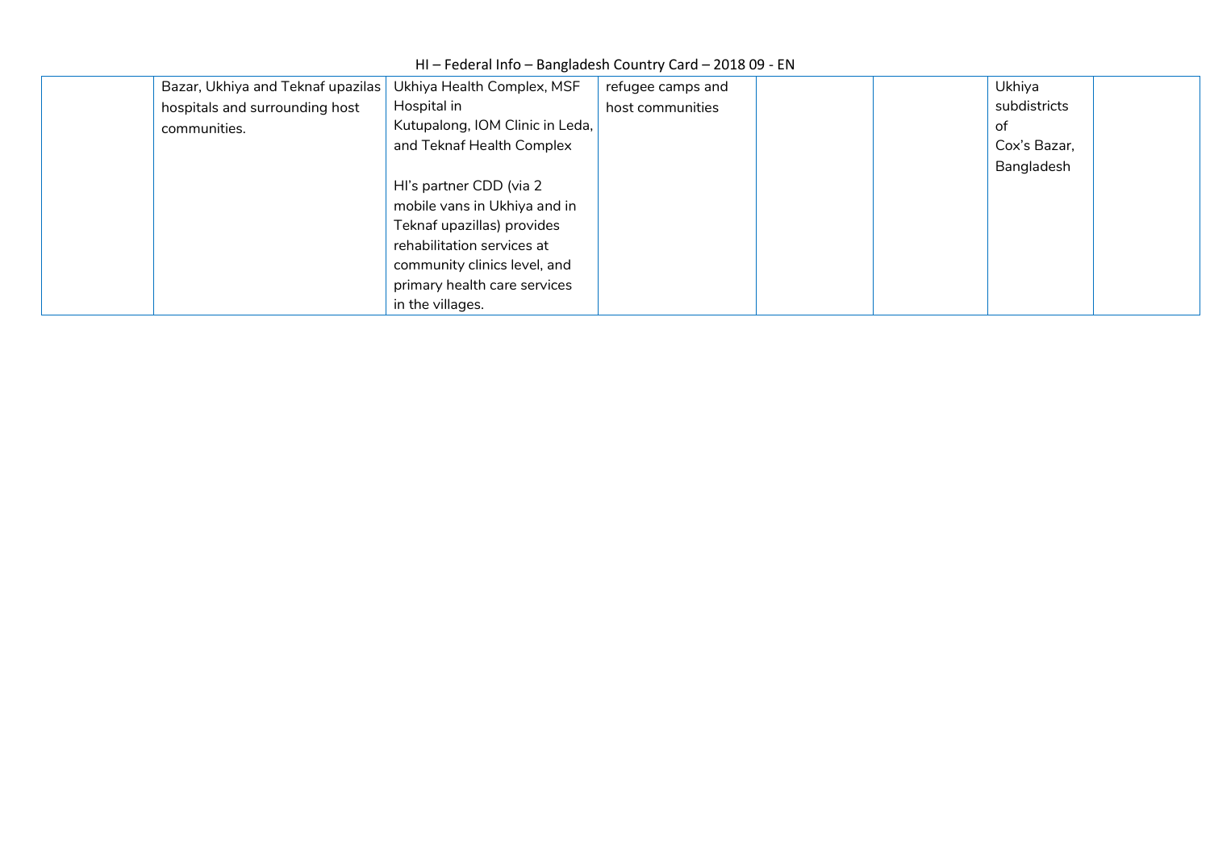| | | | | | | | |
|---|---|---|---|---|---|---|---|
| | Bazar, Ukhiya and Teknaf upazilas hospitals and surrounding host communities. | Ukhiya Health Complex, MSF Hospital in Kutupalong, IOM Clinic in Leda, and Teknaf Health Complex<br><br>HI's partner CDD (via 2 mobile vans in Ukhiya and in Teknaf upazillas) provides rehabilitation services at community clinics level, and primary health care services in the villages. | refugee camps and host communities | | | Ukhiya subdistricts of Cox's Bazar, Bangladesh | |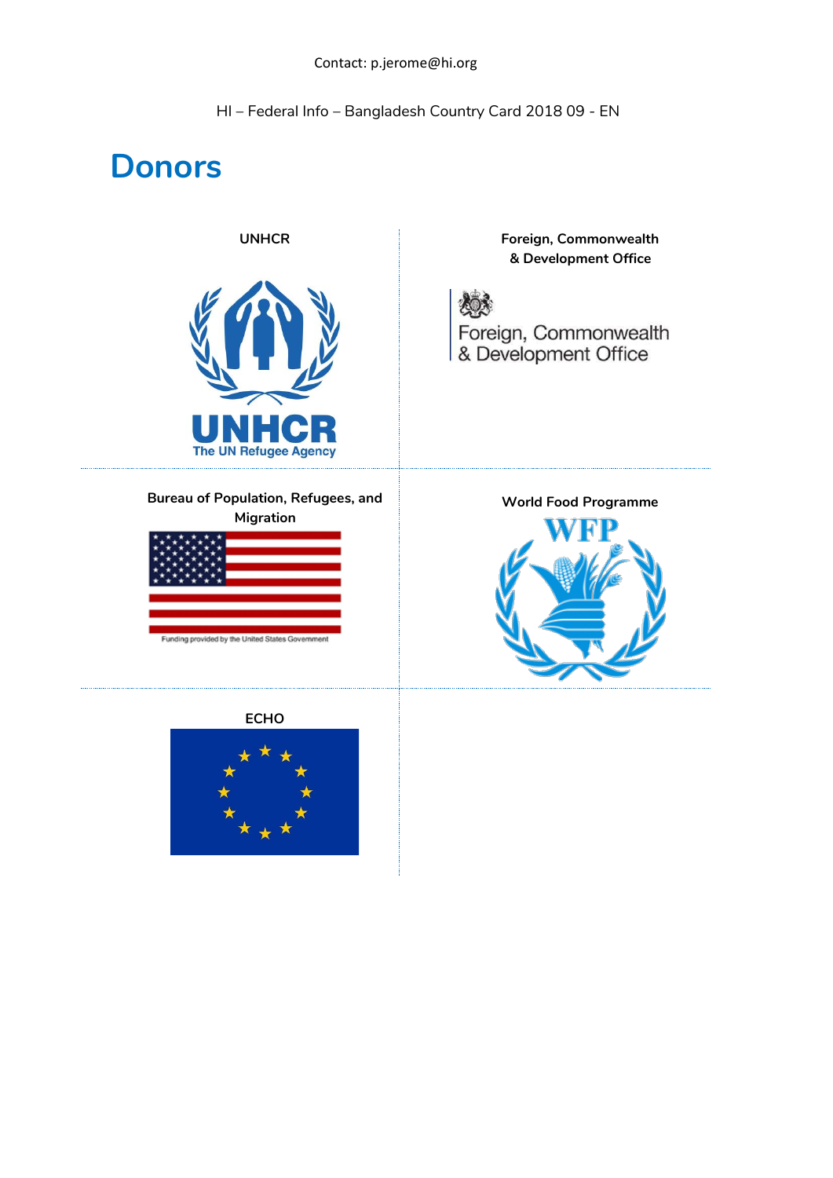Contact: p.jerome@hi.org

HI – Federal Info – Bangladesh Country Card 2018 09 - EN

# Donors

**UNHCR**

UNHCR
The UN Refugee Agency

**Foreign, Commonwealth & Development Office**

Foreign, Commonwealth
& Development Office

**Bureau of Population, Refugees, and Migration**

Funding provided by the United States Government

**World Food Programme**

WFP

**ECHO**